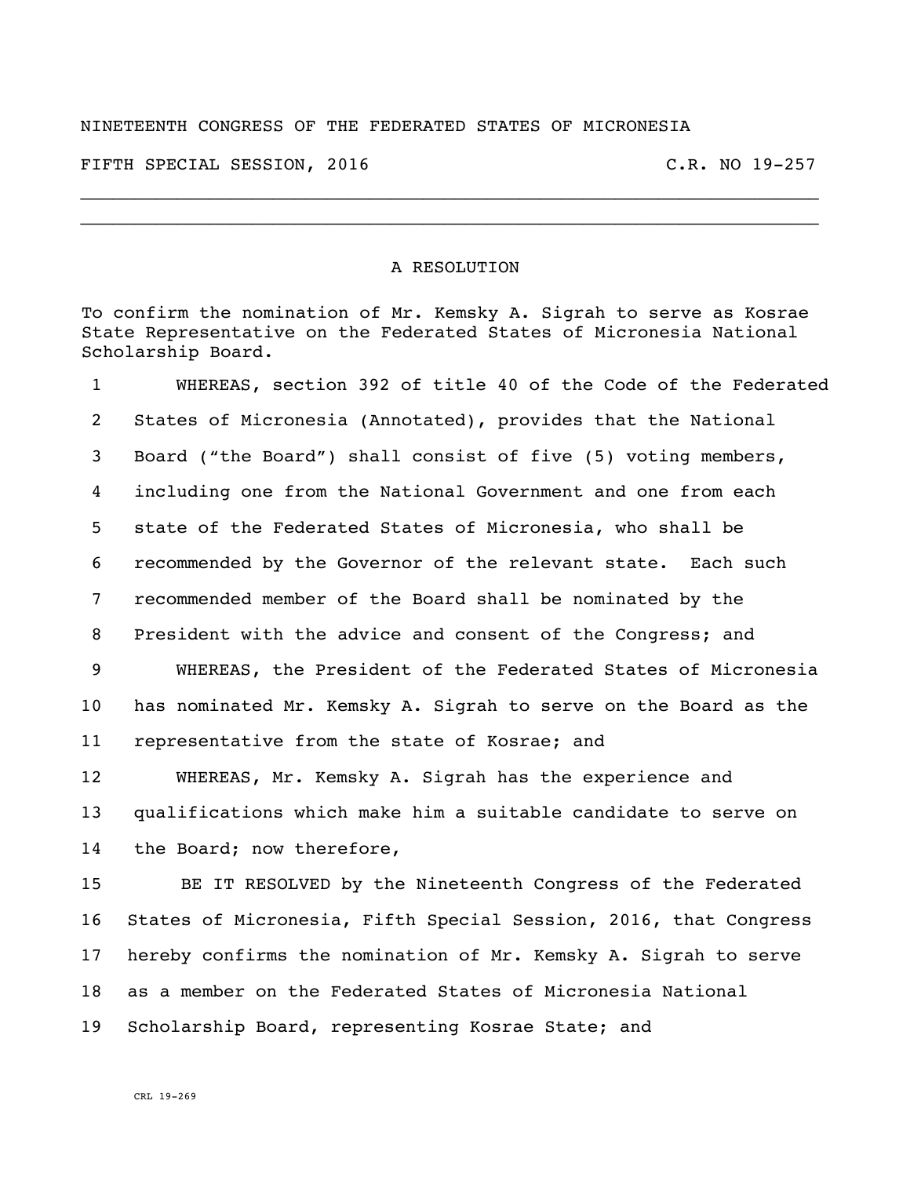NINETEENTH CONGRESS OF THE FEDERATED STATES OF MICRONESIA

FIFTH SPECIAL SESSION, 2016 C.R. NO 19-257

---

# A RESOLUTION

To confirm the nomination of Mr. Kemsky A. Sigrah to serve as Kosrae State Representative on the Federated States of Micronesia National Scholarship Board.

1 WHEREAS, section 392 of title 40 of the Code of the Federated
2 States of Micronesia (Annotated), provides that the National
3 Board ("the Board") shall consist of five (5) voting members,
4 including one from the National Government and one from each
5 state of the Federated States of Micronesia, who shall be
6 recommended by the Governor of the relevant state. Each such
7 recommended member of the Board shall be nominated by the
8 President with the advice and consent of the Congress; and
9 WHEREAS, the President of the Federated States of Micronesia
10 has nominated Mr. Kemsky A. Sigrah to serve on the Board as the
11 representative from the state of Kosrae; and
12 WHEREAS, Mr. Kemsky A. Sigrah has the experience and
13 qualifications which make him a suitable candidate to serve on
14 the Board; now therefore,
15 BE IT RESOLVED by the Nineteenth Congress of the Federated
16 States of Micronesia, Fifth Special Session, 2016, that Congress
17 hereby confirms the nomination of Mr. Kemsky A. Sigrah to serve
18 as a member on the Federated States of Micronesia National
19 Scholarship Board, representing Kosrae State; and

CRL 19-269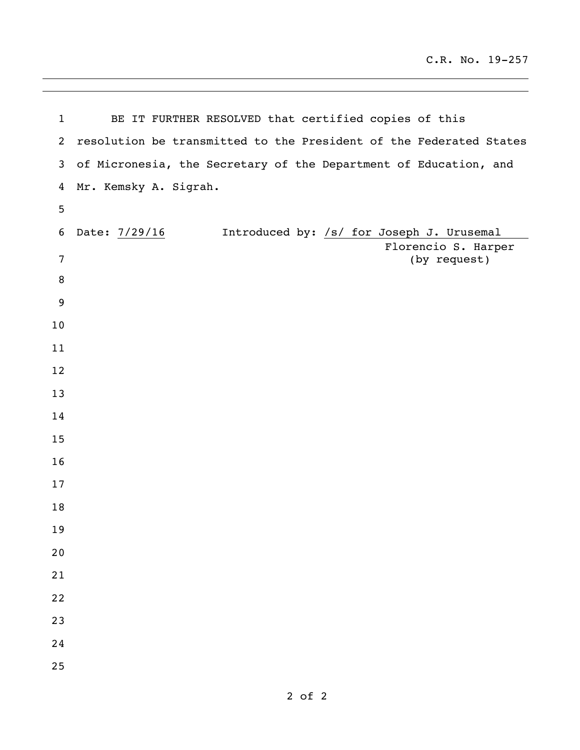BE IT FURTHER RESOLVED that certified copies of this resolution be transmitted to the President of the Federated States of Micronesia, the Secretary of the Department of Education, and Mr. Kemsky A. Sigrah.

Date: 7/29/16 Introduced by: /s/ for Joseph J. Urusemal

Florencio S. Harper
(by request)